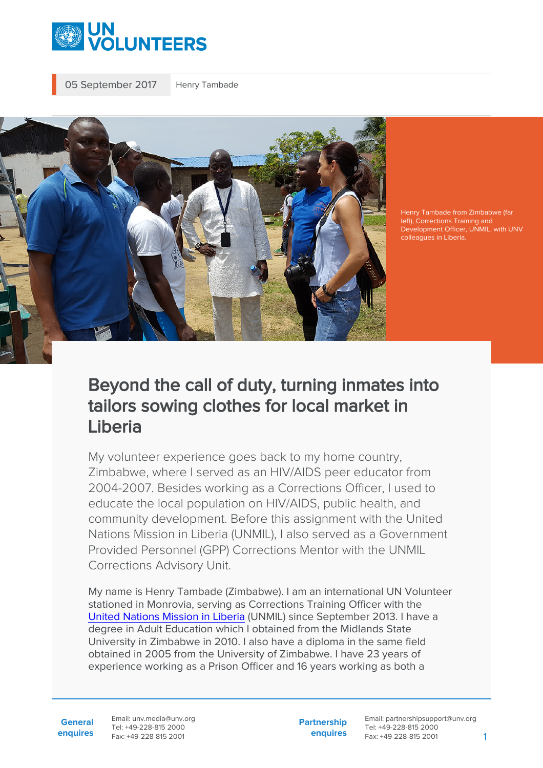05 September 2017 Henry Tambade

Henry Tambade from Zimbabwe (far left), Corrections Training and Development Officer, UNMIL, with UNV colleagues in Liberia.

# Beyond the call of duty, turning inmates into tailors sowing clothes for local market in Liberia

My volunteer experience goes back to my home country, Zimbabwe, where I served as an HIV/AIDS peer educator from 2004-2007. Besides working as a Corrections Officer, I used to educate the local population on HIV/AIDS, public health, and community development. Before this assignment with the United Nations Mission in Liberia (UNMIL), I also served as a Government Provided Personnel (GPP) Corrections Mentor with the UNMIL Corrections Advisory Unit.

My name is Henry Tambade (Zimbabwe). I am an international UN Volunteer stationed in Monrovia, serving as Corrections Training Officer with the United Nations Mission in Liberia (UNMIL) since September 2013. I have a degree in Adult Education which I obtained from the Midlands State University in Zimbabwe in 2010. I also have a diploma in the same field obtained in 2005 from the University of Zimbabwe. I have 23 years of experience working as a Prison Officer and 16 years working as both a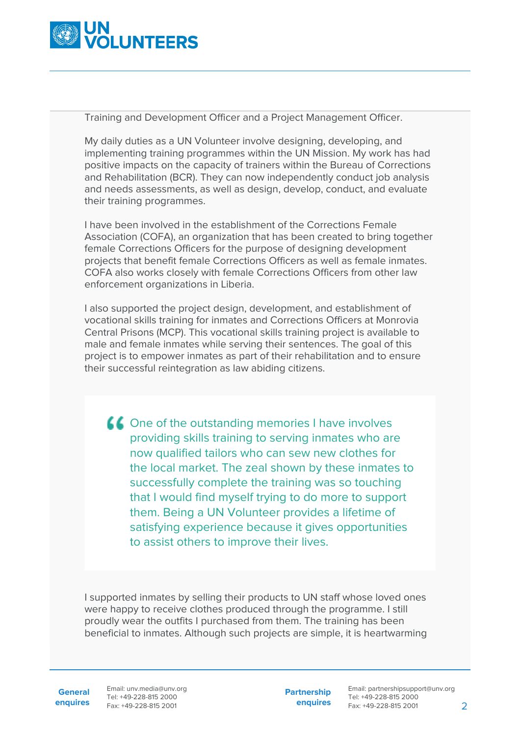Training and Development Officer and a Project Management Officer.

My daily duties as a UN Volunteer involve designing, developing, and implementing training programmes within the UN Mission. My work has had positive impacts on the capacity of trainers within the Bureau of Corrections and Rehabilitation (BCR). They can now independently conduct job analysis and needs assessments, as well as design, develop, conduct, and evaluate their training programmes.

I have been involved in the establishment of the Corrections Female Association (COFA), an organization that has been created to bring together female Corrections Officers for the purpose of designing development projects that benefit female Corrections Officers as well as female inmates. COFA also works closely with female Corrections Officers from other law enforcement organizations in Liberia.

I also supported the project design, development, and establishment of vocational skills training for inmates and Corrections Officers at Monrovia Central Prisons (MCP). This vocational skills training project is available to male and female inmates while serving their sentences. The goal of this project is to empower inmates as part of their rehabilitation and to ensure their successful reintegration as law abiding citizens.

> One of the outstanding memories I have involves providing skills training to serving inmates who are now qualified tailors who can sew new clothes for the local market. The zeal shown by these inmates to successfully complete the training was so touching that I would find myself trying to do more to support them. Being a UN Volunteer provides a lifetime of satisfying experience because it gives opportunities to assist others to improve their lives.

I supported inmates by selling their products to UN staff whose loved ones were happy to receive clothes produced through the programme. I still proudly wear the outfits I purchased from them. The training has been beneficial to inmates. Although such projects are simple, it is heartwarming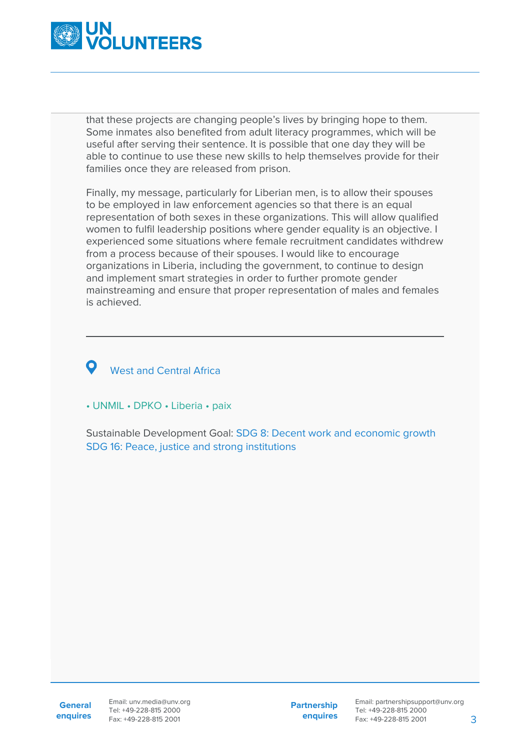that these projects are changing people's lives by bringing hope to them. Some inmates also benefited from adult literacy programmes, which will be useful after serving their sentence. It is possible that one day they will be able to continue to use these new skills to help themselves provide for their families once they are released from prison.

Finally, my message, particularly for Liberian men, is to allow their spouses to be employed in law enforcement agencies so that there is an equal representation of both sexes in these organizations. This will allow qualified women to fulfil leadership positions where gender equality is an objective. I experienced some situations where female recruitment candidates withdrew from a process because of their spouses. I would like to encourage organizations in Liberia, including the government, to continue to design and implement smart strategies in order to further promote gender mainstreaming and ensure that proper representation of males and females is achieved.

---

West and Central Africa

• UNMIL • DPKO • Liberia • paix

Sustainable Development Goal: SDG 8: Decent work and economic growth SDG 16: Peace, justice and strong institutions

**General enquires** Email: unv.media@unv.org Tel: +49-228-815 2000 Fax: +49-228-815 2001

**Partnership enquires** Email: partnershipsupport@unv.org Tel: +49-228-815 2000 Fax: +49-228-815 2001